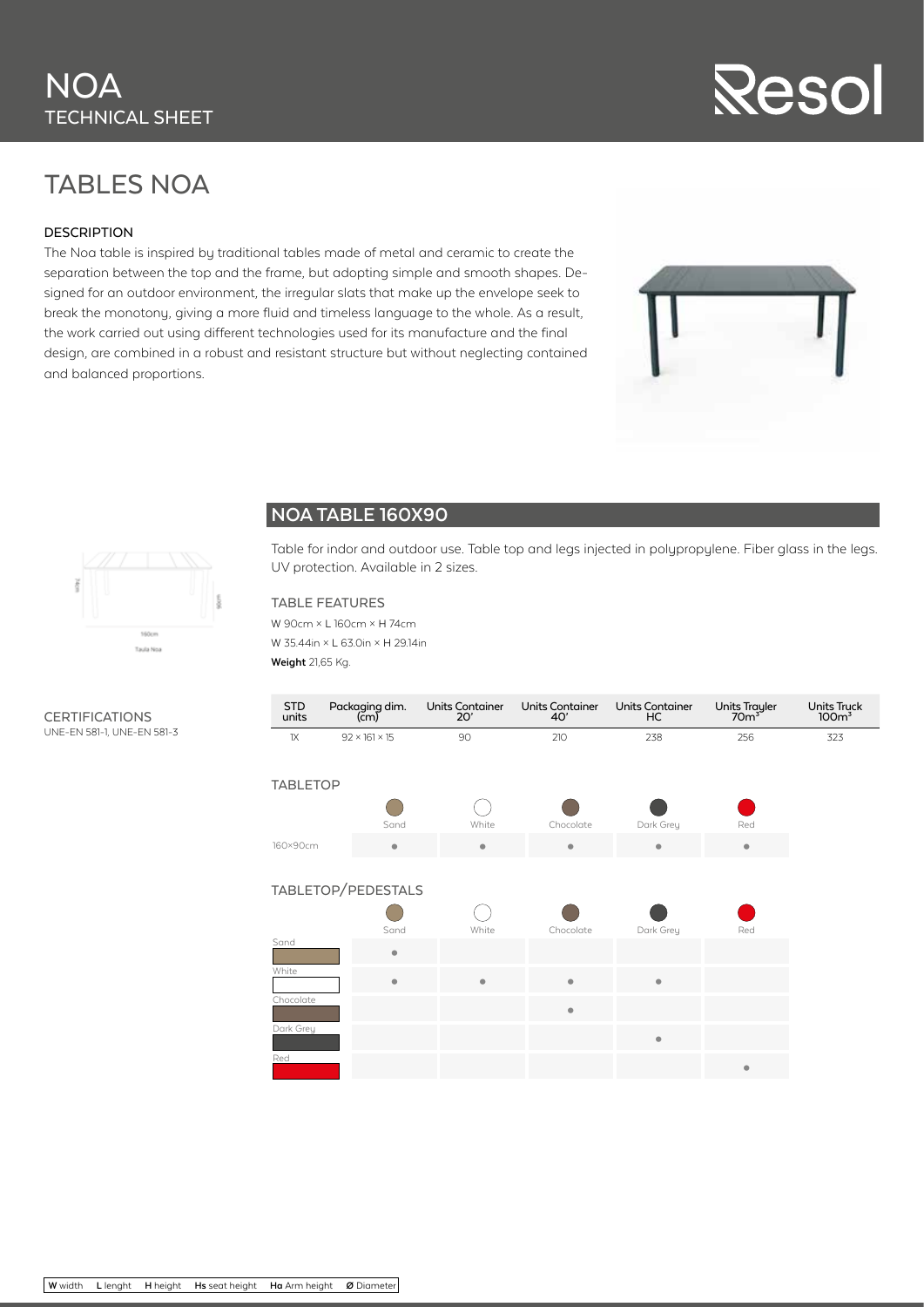# NOA
## TECHNICAL SHEET

Resol

# TABLES NOA

### DESCRIPTION

The Noa table is inspired by traditional tables made of metal and ceramic to create the separation between the top and the frame, but adopting simple and smooth shapes. Designed for an outdoor environment, the irregular slats that make up the envelope seek to break the monotony, giving a more fluid and timeless language to the whole. As a result, the work carried out using different technologies used for its manufacture and the final design, are combined in a robust and resistant structure but without neglecting contained and balanced proportions.

## NOA TABLE 160X90

Table for indor and outdoor use. Table top and legs injected in polypropylene. Fiber glass in the legs. UV protection. Available in 2 sizes.

### TABLE FEATURES

W 90cm × L 160cm × H 74cm
W 35.44in × L 63.0in × H 29.14in
**Weight** 21,65 Kg.

74cm
90cm
160cm
Taula Noa

### CERTIFICATIONS

UNE-EN 581-1, UNE-EN 581-3

| STD units | Packaging dim. (cm) | Units Container 20' | Units Container 40' | Units Container HC | Units Trayler $70m^3$ | Units Truck $100m^3$ |
|---|---|---|---|---|---|---|
| 1X | 92 × 161 × 15 | 90 | 210 | 238 | 256 | 323 |

### TABLETOP

| | Sand | White | Chocolate | Dark Grey | Red |
|---|---|---|---|---|---|
| 160×90cm | ● | ● | ● | ● | ● |

### TABLETOP/PEDESTALS

| | Sand | White | Chocolate | Dark Grey | Red |
|---|---|---|---|---|---|
| Sand | ● | | | | |
| White | ● | ● | ● | ● | |
| Chocolate | | | ● | | |
| Dark Grey | | | | ● | |
| Red | | | | | ● |

**W** width **L** lenght **H** height **Hs** seat height **Ha** Arm height **Ø** Diameter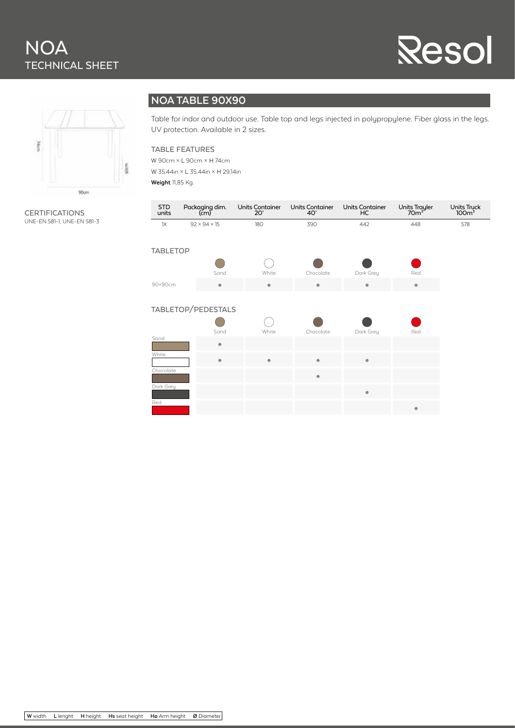# NOA
## TECHNICAL SHEET

Resol

74cm

90cm

90cm

CERTIFICATIONS
UNE-EN 581-1, UNE-EN 581-3

## NOA TABLE 90X90

Table for indor and outdoor use. Table top and legs injected in polypropylene. Fiber glass in the legs. UV protection. Available in 2 sizes.

TABLE FEATURES

W 90cm × L 90cm × H 74cm

W 35.44in × L 35.44in × H 29.14in

**Weight** 11,85 Kg.

| STD units | Packaging dim. (cm) | Units Container 20' | Units Container 40' | Units Container HC | Units Trayler 70m³ | Units Truck 100m³ |
|---|---|---|---|---|---|---|
| 1X | 92 × 94 × 15 | 180 | 390 | 442 | 448 | 578 |

TABLETOP

| | Sand | White | Chocolate | Dark Grey | Red |
|---|---|---|---|---|---|
| 90×90cm | ● | ● | ● | ● | ● |

TABLETOP/PEDESTALS

| | Sand | White | Chocolate | Dark Grey | Red |
|---|---|---|---|---|---|
| Sand | ● | | | | |
| White | ● | ● | ● | ● | |
| Chocolate | | | ● | | |
| Dark Grey | | | | ● | |
| Red | | | | | ● |

**W** width **L** lenght **H** height **Hs** seat height **Ha** Arm height **Ø** Diameter